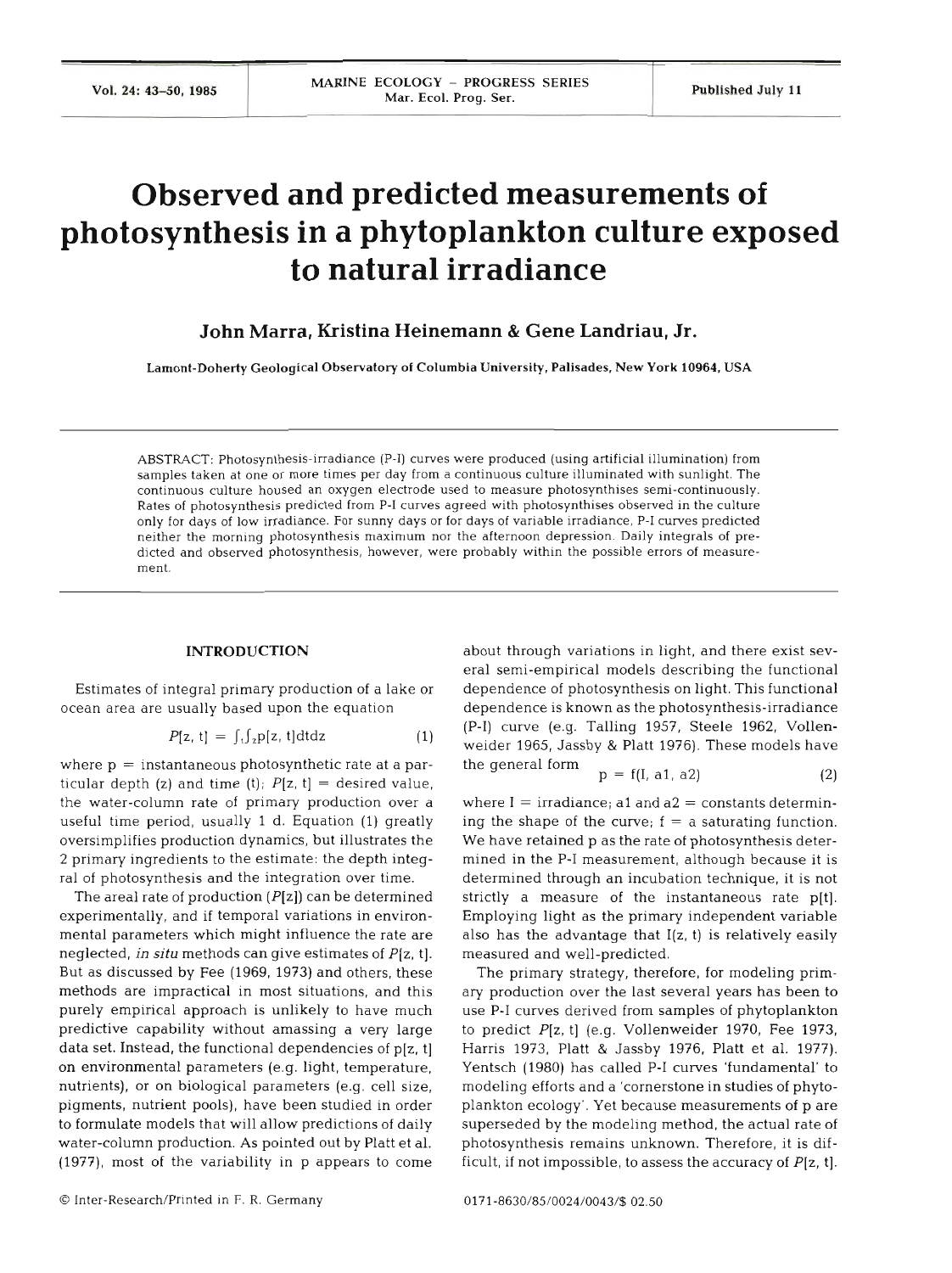# Observed and predicted measurements of photosynthesis in a phytoplankton culture exposed to natural irradiance

**John Marra, Kristina Heinemann & Gene Landriau, Jr.**

Lamont-Doherty Geological Observatory of Columbia University, Palisades, New York 10964, USA

ABSTRACT: Photosynthesis-irradiance (P-I) curves were produced (using artificial illumination) from samples taken at one or more times per day from a continuous culture illuminated with sunlight. The continuous culture housed an oxygen electrode used to measure photosynthises semi-continuously. Rates of photosynthesis predicted from P-I curves agreed with photosynthises observed in the culture only for days of low irradiance. For sunny days or for days of variable irradiance, P-I curves predicted neither the morning photosynthesis maximum nor the afternoon depression. Daily integrals of predicted and observed photosynthesis, however, were probably within the possible errors of measurement.

## INTRODUCTION

Estimates of integral primary production of a lake or ocean area are usually based upon the equation

$$P[z, t] = \int_t \int_z p[z, t] dt dz \quad (1)$$

where p = instantaneous photosynthetic rate at a particular depth (z) and time (t); $P[z, t]$ = desired value, the water-column rate of primary production over a useful time period, usually 1 d. Equation (1) greatly oversimplifies production dynamics, but illustrates the 2 primary ingredients to the estimate: the depth integral of photosynthesis and the integration over time.

The areal rate of production ($P[z]$) can be determined experimentally, and if temporal variations in environmental parameters which might influence the rate are neglected, *in situ* methods can give estimates of $P[z, t]$. But as discussed by Fee (1969, 1973) and others, these methods are impractical in most situations, and this purely empirical approach is unlikely to have much predictive capability without amassing a very large data set. Instead, the functional dependencies of p[z, t] on environmental parameters (e.g. light, temperature, nutrients), or on biological parameters (e.g. cell size, pigments, nutrient pools), have been studied in order to formulate models that will allow predictions of daily water-column production. As pointed out by Platt et al. (1977), most of the variability in p appears to come about through variations in light, and there exist several semi-empirical models describing the functional dependence of photosynthesis on light. This functional dependence is known as the photosynthesis-irradiance (P-I) curve (e.g. Talling 1957, Steele 1962, Vollenweider 1965, Jassby & Platt 1976). These models have the general form

$$p = f(I, a1, a2) \quad (2)$$

where I = irradiance; a1 and a2 = constants determining the shape of the curve; f = a saturating function. We have retained p as the rate of photosynthesis determined in the P-I measurement, although because it is determined through an incubation technique, it is not strictly a measure of the instantaneous rate p[t]. Employing light as the primary independent variable also has the advantage that I(z, t) is relatively easily measured and well-predicted.

The primary strategy, therefore, for modeling primary production over the last several years has been to use P-I curves derived from samples of phytoplankton to predict $P[z, t]$ (e.g. Vollenweider 1970, Fee 1973, Harris 1973, Platt & Jassby 1976, Platt et al. 1977). Yentsch (1980) has called P-I curves 'fundamental' to modeling efforts and a 'cornerstone in studies of phytoplankton ecology'. Yet because measurements of p are superseded by the modeling method, the actual rate of photosynthesis remains unknown. Therefore, it is difficult, if not impossible, to assess the accuracy of $P[z, t]$.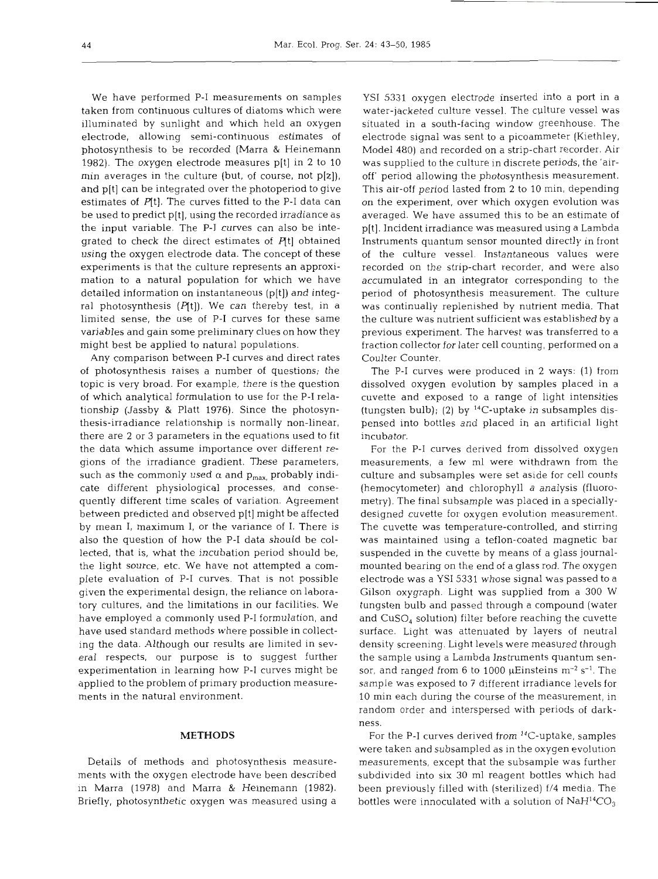We have performed P-I measurements on samples taken from continuous cultures of diatoms which were illuminated by sunlight and which held an oxygen electrode, allowing semi-continuous estimates of photosynthesis to be recorded (Marra & Heinemann 1982). The oxygen electrode measures p[t] in 2 to 10 min averages in the culture (but, of course, not p[z]), and p[t] can be integrated over the photoperiod to give estimates of *P*[t]. The curves fitted to the P-I data can be used to predict p[t], using the recorded irradiance as the input variable. The P-I curves can also be integrated to check the direct estimates of *P*[t] obtained using the oxygen electrode data. The concept of these experiments is that the culture represents an approximation to a natural population for which we have detailed information on instantaneous (p[t]) and integral photosynthesis (*P*[t]). We can thereby test, in a limited sense, the use of P-I curves for these same variables and gain some preliminary clues on how they might best be applied to natural populations.

Any comparison between P-I curves and direct rates of photosynthesis raises a number of questions; the topic is very broad. For example, there is the question of which analytical formulation to use for the P-I relationship (Jassby & Platt 1976). Since the photosynthesis-irradiance relationship is normally non-linear, there are 2 or 3 parameters in the equations used to fit the data which assume importance over different regions of the irradiance gradient. These parameters, such as the commonly used $\alpha$ and $p_{max}$, probably indicate different physiological processes, and consequently different time scales of variation. Agreement between predicted and observed p[t] might be affected by mean I, maximum I, or the variance of I. There is also the question of how the P-I data should be collected, that is, what the incubation period should be, the light source, etc. We have not attempted a complete evaluation of P-I curves. That is not possible given the experimental design, the reliance on laboratory cultures, and the limitations in our facilities. We have employed a commonly used P-I formulation, and have used standard methods where possible in collecting the data. Although our results are limited in several respects, our purpose is to suggest further experimentation in learning how P-I curves might be applied to the problem of primary production measurements in the natural environment.

## METHODS

Details of methods and photosynthesis measurements with the oxygen electrode have been described in Marra (1978) and Marra & Heinemann (1982). Briefly, photosynthetic oxygen was measured using a YSI 5331 oxygen electrode inserted into a port in a water-jacketed culture vessel. The culture vessel was situated in a south-facing window greenhouse. The electrode signal was sent to a picoammeter (Kiethley, Model 480) and recorded on a strip-chart recorder. Air was supplied to the culture in discrete periods, the 'air-off' period allowing the photosynthesis measurement. This air-off period lasted from 2 to 10 min, depending on the experiment, over which oxygen evolution was averaged. We have assumed this to be an estimate of p[t]. Incident irradiance was measured using a Lambda Instruments quantum sensor mounted directly in front of the culture vessel. Instantaneous values were recorded on the strip-chart recorder, and were also accumulated in an integrator corresponding to the period of photosynthesis measurement. The culture was continually replenished by nutrient media. That the culture was nutrient sufficient was established by a previous experiment. The harvest was transferred to a fraction collector for later cell counting, performed on a Coulter Counter.

The P-I curves were produced in 2 ways: (1) from dissolved oxygen evolution by samples placed in a cuvette and exposed to a range of light intensities (tungsten bulb); (2) by $^{14}C$-uptake in subsamples dispensed into bottles and placed in an artificial light incubator.

For the P-I curves derived from dissolved oxygen measurements, a few ml were withdrawn from the culture and subsamples were set aside for cell counts (hemocytometer) and chlorophyll *a* analysis (fluorometry). The final subsample was placed in a specially-designed cuvette for oxygen evolution measurement. The cuvette was temperature-controlled, and stirring was maintained using a teflon-coated magnetic bar suspended in the cuvette by means of a glass journal-mounted bearing on the end of a glass rod. The oxygen electrode was a YSI 5331 whose signal was passed to a Gilson oxygraph. Light was supplied from a 300 W tungsten bulb and passed through a compound (water and $CuSO_4$ solution) filter before reaching the cuvette surface. Light was attenuated by layers of neutral density screening. Light levels were measured through the sample using a Lambda Instruments quantum sensor, and ranged from 6 to 1000 $\mu$Einsteins $m^{-2}$ $s^{-1}$. The sample was exposed to 7 different irradiance levels for 10 min each during the course of the measurement, in random order and interspersed with periods of darkness.

For the P-I curves derived from $^{14}C$-uptake, samples were taken and subsampled as in the oxygen evolution measurements, except that the subsample was further subdivided into six 30 ml reagent bottles which had been previously filled with (sterilized) f/4 media. The bottles were innoculated with a solution of $NaH^{14}CO_3$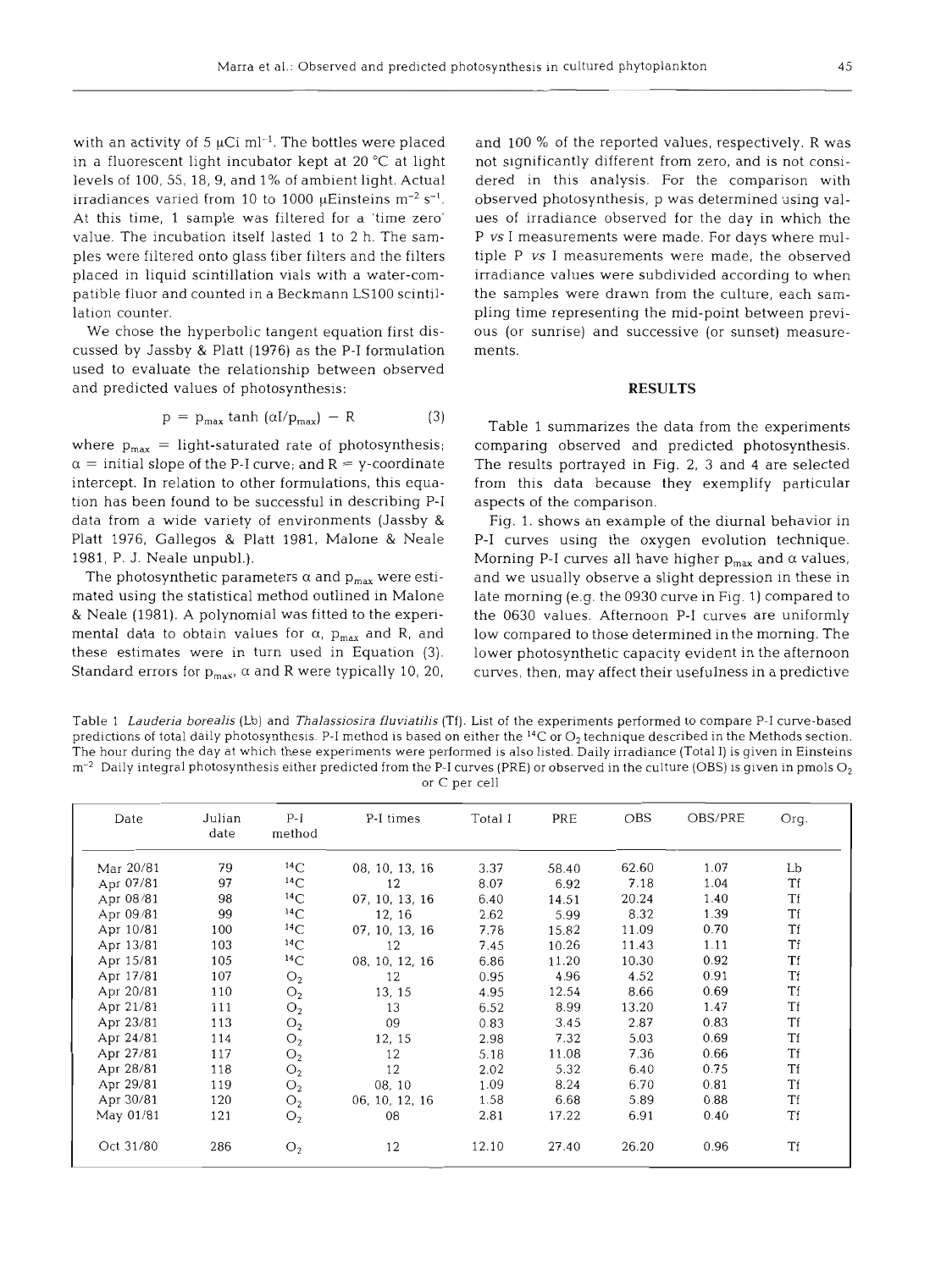with an activity of 5 μCi ml$^{-1}$. The bottles were placed in a fluorescent light incubator kept at 20 °C at light levels of 100, 55, 18, 9, and 1% of ambient light. Actual irradiances varied from 10 to 1000 μEinsteins m$^{-2}$ s$^{-1}$. At this time, 1 sample was filtered for a 'time zero' value. The incubation itself lasted 1 to 2 h. The samples were filtered onto glass fiber filters and the filters placed in liquid scintillation vials with a water-compatible fluor and counted in a Beckmann LS100 scintillation counter.

We chose the hyperbolic tangent equation first discussed by Jassby & Platt (1976) as the P-I formulation used to evaluate the relationship between observed and predicted values of photosynthesis:

$$p = p_{max} \tanh (\alpha I / p_{max}) - R \quad (3)$$

where $p_{max}$ = light-saturated rate of photosynthesis; $\alpha$ = initial slope of the P-I curve; and R = y-coordinate intercept. In relation to other formulations, this equation has been found to be successful in describing P-I data from a wide variety of environments (Jassby & Platt 1976, Gallegos & Platt 1981, Malone & Neale 1981, P. J. Neale unpubl.).

The photosynthetic parameters $\alpha$ and $p_{max}$ were estimated using the statistical method outlined in Malone & Neale (1981). A polynomial was fitted to the experimental data to obtain values for $\alpha$, $p_{max}$ and R, and these estimates were in turn used in Equation (3). Standard errors for $p_{max}$, $\alpha$ and R were typically 10, 20, and 100 % of the reported values, respectively. R was not significantly different from zero, and is not considered in this analysis. For the comparison with observed photosynthesis, p was determined using values of irradiance observed for the day in which the P *vs* I measurements were made. For days where multiple P *vs* I measurements were made, the observed irradiance values were subdivided according to when the samples were drawn from the culture, each sampling time representing the mid-point between previous (or sunrise) and successive (or sunset) measurements.

## RESULTS

Table 1 summarizes the data from the experiments comparing observed and predicted photosynthesis. The results portrayed in Fig. 2, 3 and 4 are selected from this data because they exemplify particular aspects of the comparison.

Fig. 1. shows an example of the diurnal behavior in P-I curves using the oxygen evolution technique. Morning P-I curves all have higher $p_{max}$ and $\alpha$ values, and we usually observe a slight depression in these in late morning (e.g. the 0930 curve in Fig. 1) compared to the 0630 values. Afternoon P-I curves are uniformly low compared to those determined in the morning. The lower photosynthetic capacity evident in the afternoon curves, then, may affect their usefulness in a predictive

Table 1 *Lauderia borealis* (Lb) and *Thalassiosira fluviatilis* (Tf). List of the experiments performed to compare P-I curve-based predictions of total daily photosynthesis. P-I method is based on either the $^{14}C$ or $O_2$ technique described in the Methods section. The hour during the day at which these experiments were performed is also listed. Daily irradiance (Total I) is given in Einsteins m$^{-2}$. Daily integral photosynthesis either predicted from the P-I curves (PRE) or observed in the culture (OBS) is given in pmols $O_2$ or C per cell

| Date | Julian date | P-I method | P-I times | Total I | PRE | OBS | OBS/PRE | Org. |
|---|---|---|---|---|---|---|---|---|
| Mar 20/81 | 79 | $^{14}C$ | 08, 10, 13, 16 | 3.37 | 58.40 | 62.60 | 1.07 | Lb |
| Apr 07/81 | 97 | $^{14}C$ | 12 | 8.07 | 6.92 | 7.18 | 1.04 | Tf |
| Apr 08/81 | 98 | $^{14}C$ | 07, 10, 13, 16 | 6.40 | 14.51 | 20.24 | 1.40 | Tf |
| Apr 09/81 | 99 | $^{14}C$ | 12, 16 | 2.62 | 5.99 | 8.32 | 1.39 | Tf |
| Apr 10/81 | 100 | $^{14}C$ | 07, 10, 13, 16 | 7.78 | 15.82 | 11.09 | 0.70 | Tf |
| Apr 13/81 | 103 | $^{14}C$ | 12 | 7.45 | 10.26 | 11.43 | 1.11 | Tf |
| Apr 15/81 | 105 | $^{14}C$ | 08, 10, 12, 16 | 6.86 | 11.20 | 10.30 | 0.92 | Tf |
| Apr 17/81 | 107 | $O_2$ | 12 | 0.95 | 4.96 | 4.52 | 0.91 | Tf |
| Apr 20/81 | 110 | $O_2$ | 13, 15 | 4.95 | 12.54 | 8.66 | 0.69 | Tf |
| Apr 21/81 | 111 | $O_2$ | 13 | 6.52 | 8.99 | 13.20 | 1.47 | Tf |
| Apr 23/81 | 113 | $O_2$ | 09 | 0.83 | 3.45 | 2.87 | 0.83 | Tf |
| Apr 24/81 | 114 | $O_2$ | 12, 15 | 2.98 | 7.32 | 5.03 | 0.69 | Tf |
| Apr 27/81 | 117 | $O_2$ | 12 | 5.18 | 11.08 | 7.36 | 0.66 | Tf |
| Apr 28/81 | 118 | $O_2$ | 12 | 2.02 | 5.32 | 6.40 | 0.75 | Tf |
| Apr 29/81 | 119 | $O_2$ | 08, 10 | 1.09 | 8.24 | 6.70 | 0.81 | Tf |
| Apr 30/81 | 120 | $O_2$ | 06, 10, 12, 16 | 1.58 | 6.68 | 5.89 | 0.88 | Tf |
| May 01/81 | 121 | $O_2$ | 08 | 2.81 | 17.22 | 6.91 | 0.40 | Tf |
| Oct 31/80 | 286 | $O_2$ | 12 | 12.10 | 27.40 | 26.20 | 0.96 | Tf |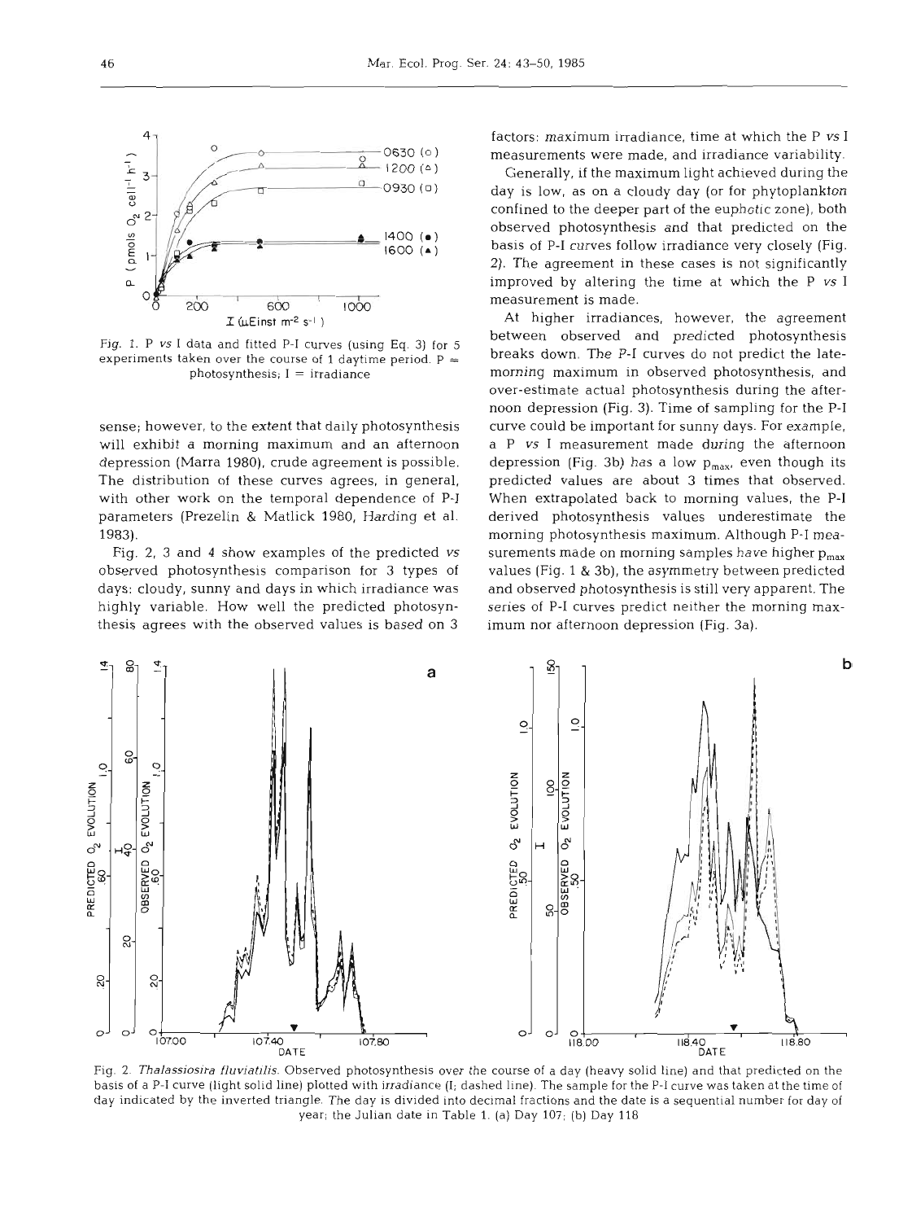Fig. 1. P *vs* I data and fitted P-I curves (using Eq. 3) for 5 experiments taken over the course of 1 daytime period. P = photosynthesis; I = irradiance

sense; however, to the extent that daily photosynthesis will exhibit a morning maximum and an afternoon depression (Marra 1980), crude agreement is possible. The distribution of these curves agrees, in general, with other work on the temporal dependence of P-I parameters (Prezelin & Matlick 1980, Harding et al. 1983).

Fig. 2, 3 and 4 show examples of the predicted *vs* observed photosynthesis comparison for 3 types of days: cloudy, sunny and days in which irradiance was highly variable. How well the predicted photosynthesis agrees with the observed values is based on 3 factors: maximum irradiance, time at which the P *vs* I measurements were made, and irradiance variability.

Generally, if the maximum light achieved during the day is low, as on a cloudy day (or for phytoplankton confined to the deeper part of the euphotic zone), both observed photosynthesis and that predicted on the basis of P-I curves follow irradiance very closely (Fig. 2). The agreement in these cases is not significantly improved by altering the time at which the P *vs* I measurement is made.

At higher irradiances, however, the agreement between observed and predicted photosynthesis breaks down. The P-I curves do not predict the late-morning maximum in observed photosynthesis, and over-estimate actual photosynthesis during the afternoon depression (Fig. 3). Time of sampling for the P-I curve could be important for sunny days. For example, a P *vs* I measurement made during the afternoon depression (Fig. 3b) has a low $p_{max}$, even though its predicted values are about 3 times that observed. When extrapolated back to morning values, the P-I derived photosynthesis values underestimate the morning photosynthesis maximum. Although P-I measurements made on morning samples have higher $p_{max}$ values (Fig. 1 & 3b), the asymmetry between predicted and observed photosynthesis is still very apparent. The series of P-I curves predict neither the morning maximum nor afternoon depression (Fig. 3a).

Fig. 2. *Thalassiosira fluviatilis*. Observed photosynthesis over the course of a day (heavy solid line) and that predicted on the basis of a P-I curve (light solid line) plotted with irradiance (I; dashed line). The sample for the P-I curve was taken at the time of day indicated by the inverted triangle. The day is divided into decimal fractions and the date is a sequential number for day of year; the Julian date in Table 1. (a) Day 107; (b) Day 118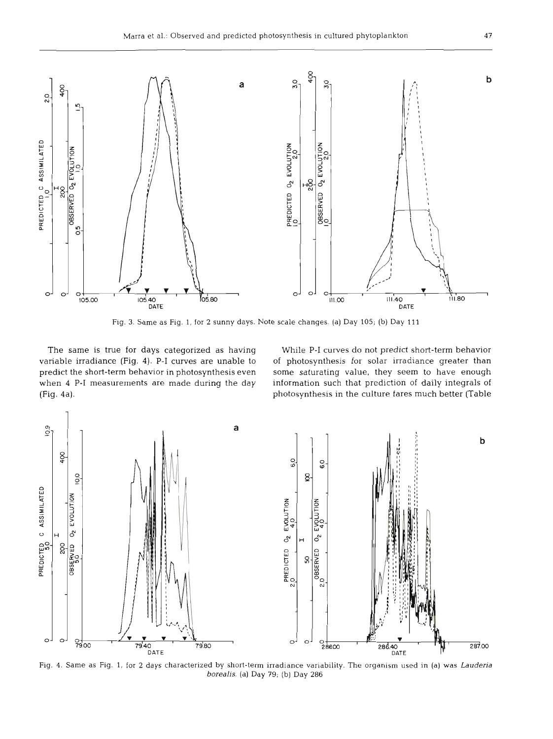Fig. 3. Same as Fig. 1, for 2 sunny days. Note scale changes. (a) Day 105; (b) Day 111

The same is true for days categorized as having variable irradiance (Fig. 4). P-I curves are unable to predict the short-term behavior in photosynthesis even when 4 P-I measurements are made during the day (Fig. 4a).

While P-I curves do not predict short-term behavior of photosynthesis for solar irradiance greater than some saturating value, they seem to have enough information such that prediction of daily integrals of photosynthesis in the culture fares much better (Table

Fig. 4. Same as Fig. 1, for 2 days characterized by short-term irradiance variability. The organism used in (a) was *Lauderia borealis*. (a) Day 79; (b) Day 286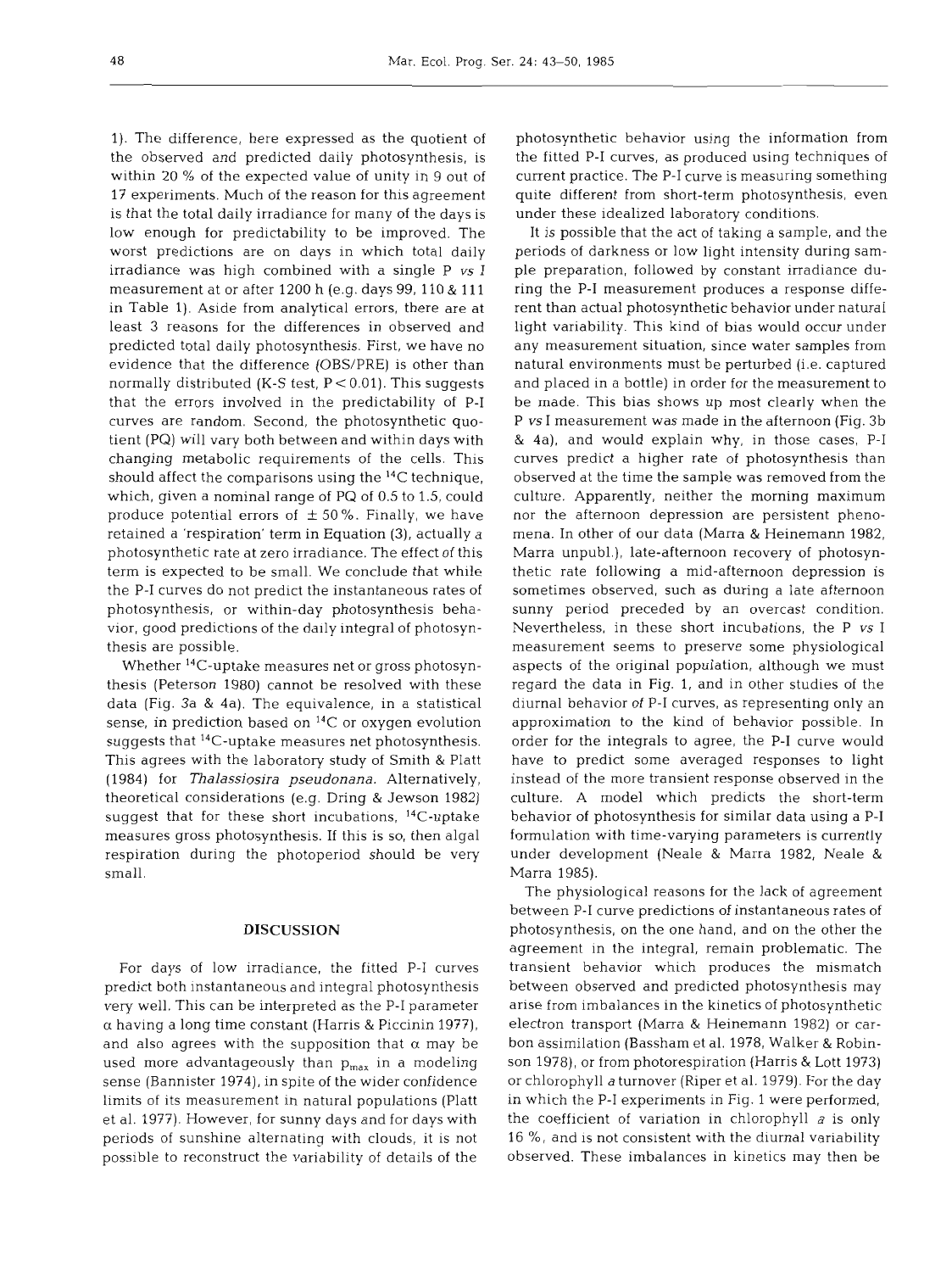1). The difference, here expressed as the quotient of the observed and predicted daily photosynthesis, is within 20 % of the expected value of unity in 9 out of 17 experiments. Much of the reason for this agreement is that the total daily irradiance for many of the days is low enough for predictability to be improved. The worst predictions are on days in which total daily irradiance was high combined with a single P *vs* I measurement at or after 1200 h (e.g. days 99, 110 & 111 in Table 1). Aside from analytical errors, there are at least 3 reasons for the differences in observed and predicted total daily photosynthesis. First, we have no evidence that the difference (OBS/PRE) is other than normally distributed (K-S test, $P < 0.01$). This suggests that the errors involved in the predictability of P-I curves are random. Second, the photosynthetic quotient (PQ) will vary both between and within days with changing metabolic requirements of the cells. This should affect the comparisons using the $^{14}C$ technique, which, given a nominal range of PQ of 0.5 to 1.5, could produce potential errors of $\pm$ 50 %. Finally, we have retained a 'respiration' term in Equation (3), actually a photosynthetic rate at zero irradiance. The effect of this term is expected to be small. We conclude that while the P-I curves do not predict the instantaneous rates of photosynthesis, or within-day photosynthesis behavior, good predictions of the daily integral of photosynthesis are possible.

Whether $^{14}C$-uptake measures net or gross photosynthesis (Peterson 1980) cannot be resolved with these data (Fig. 3a & 4a). The equivalence, in a statistical sense, in prediction based on $^{14}C$ or oxygen evolution suggests that $^{14}C$-uptake measures net photosynthesis. This agrees with the laboratory study of Smith & Platt (1984) for *Thalassiosira pseudonana*. Alternatively, theoretical considerations (e.g. Dring & Jewson 1982) suggest that for these short incubations, $^{14}C$-uptake measures gross photosynthesis. If this is so, then algal respiration during the photoperiod should be very small.

## DISCUSSION

For days of low irradiance, the fitted P-I curves predict both instantaneous and integral photosynthesis very well. This can be interpreted as the P-I parameter $\alpha$ having a long time constant (Harris & Piccinin 1977), and also agrees with the supposition that $\alpha$ may be used more advantageously than $p_{max}$ in a modeling sense (Bannister 1974), in spite of the wider confidence limits of its measurement in natural populations (Platt et al. 1977). However, for sunny days and for days with periods of sunshine alternating with clouds, it is not possible to reconstruct the variability of details of the photosynthetic behavior using the information from the fitted P-I curves, as produced using techniques of current practice. The P-I curve is measuring something quite different from short-term photosynthesis, even under these idealized laboratory conditions.

It is possible that the act of taking a sample, and the periods of darkness or low light intensity during sample preparation, followed by constant irradiance during the P-I measurement produces a response different than actual photosynthetic behavior under natural light variability. This kind of bias would occur under any measurement situation, since water samples from natural environments must be perturbed (i.e. captured and placed in a bottle) in order for the measurement to be made. This bias shows up most clearly when the P *vs* I measurement was made in the afternoon (Fig. 3b & 4a), and would explain why, in those cases, P-I curves predict a higher rate of photosynthesis than observed at the time the sample was removed from the culture. Apparently, neither the morning maximum nor the afternoon depression are persistent phenomena. In other of our data (Marra & Heinemann 1982, Marra unpubl.), late-afternoon recovery of photosynthetic rate following a mid-afternoon depression is sometimes observed, such as during a late afternoon sunny period preceded by an overcast condition. Nevertheless, in these short incubations, the P *vs* I measurement seems to preserve some physiological aspects of the original population, although we must regard the data in Fig. 1, and in other studies of the diurnal behavior of P-I curves, as representing only an approximation to the kind of behavior possible. In order for the integrals to agree, the P-I curve would have to predict some averaged responses to light instead of the more transient response observed in the culture. A model which predicts the short-term behavior of photosynthesis for similar data using a P-I formulation with time-varying parameters is currently under development (Neale & Marra 1982, Neale & Marra 1985).

The physiological reasons for the lack of agreement between P-I curve predictions of instantaneous rates of photosynthesis, on the one hand, and on the other the agreement in the integral, remain problematic. The transient behavior which produces the mismatch between observed and predicted photosynthesis may arise from imbalances in the kinetics of photosynthetic electron transport (Marra & Heinemann 1982) or carbon assimilation (Bassham et al. 1978, Walker & Robinson 1978), or from photorespiration (Harris & Lott 1973) or chlorophyll *a* turnover (Riper et al. 1979). For the day in which the P-I experiments in Fig. 1 were performed, the coefficient of variation in chlorophyll *a* is only 16 %, and is not consistent with the diurnal variability observed. These imbalances in kinetics may then be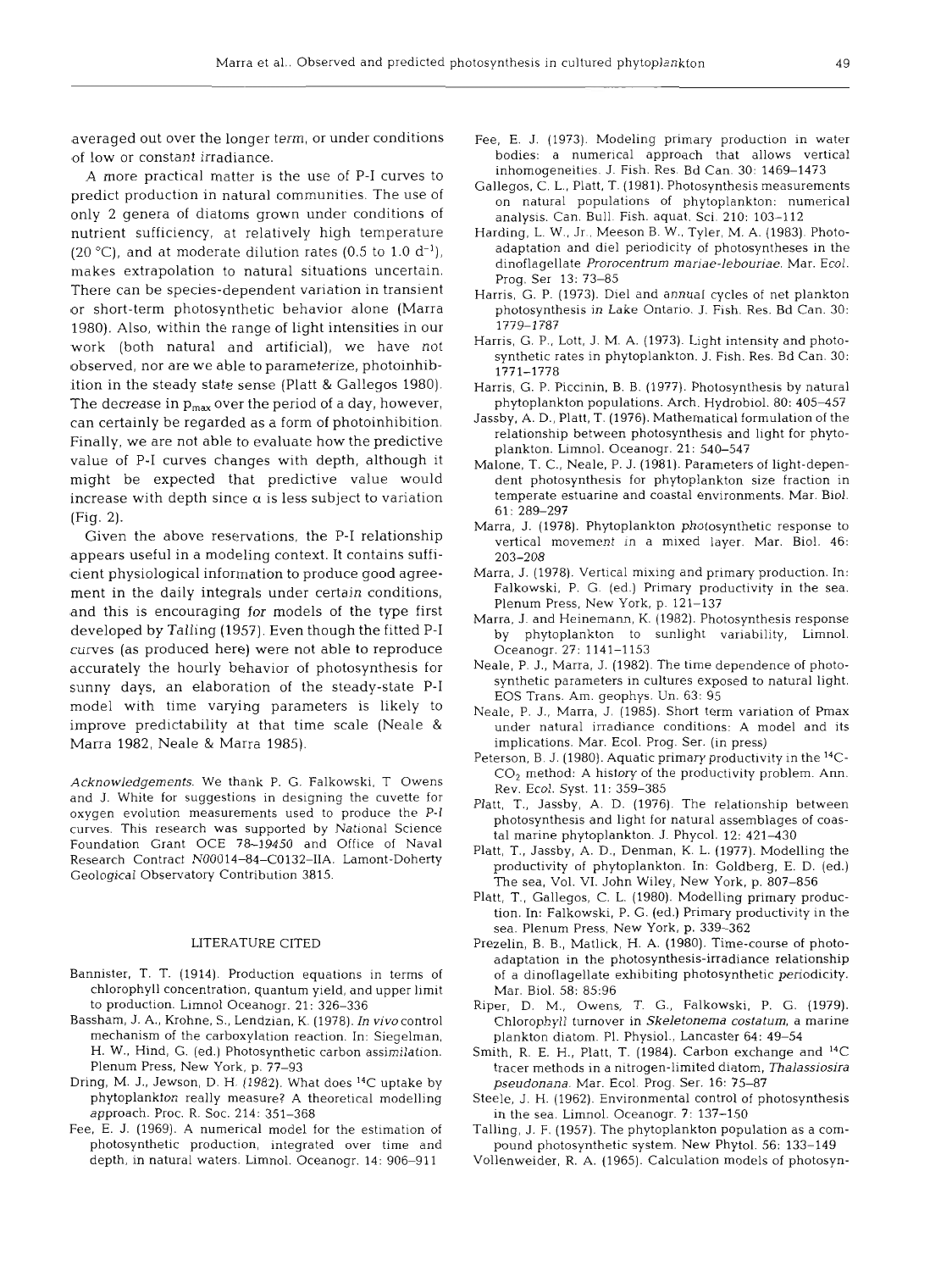averaged out over the longer term, or under conditions of low or constant irradiance.

A more practical matter is the use of P-I curves to predict production in natural communities. The use of only 2 genera of diatoms grown under conditions of nutrient sufficiency, at relatively high temperature (20 °C), and at moderate dilution rates (0.5 to 1.0 $d^{-1}$), makes extrapolation to natural situations uncertain. There can be species-dependent variation in transient or short-term photosynthetic behavior alone (Marra 1980). Also, within the range of light intensities in our work (both natural and artificial), we have not observed, nor are we able to parameterize, photoinhibition in the steady state sense (Platt & Gallegos 1980). The decrease in $p_{max}$ over the period of a day, however, can certainly be regarded as a form of photoinhibition. Finally, we are not able to evaluate how the predictive value of P-I curves changes with depth, although it might be expected that predictive value would increase with depth since $\alpha$ is less subject to variation (Fig. 2).

Given the above reservations, the P-I relationship appears useful in a modeling context. It contains sufficient physiological information to produce good agreement in the daily integrals under certain conditions, and this is encouraging for models of the type first developed by Talling (1957). Even though the fitted P-I curves (as produced here) were not able to reproduce accurately the hourly behavior of photosynthesis for sunny days, an elaboration of the steady-state P-I model with time varying parameters is likely to improve predictability at that time scale (Neale & Marra 1982, Neale & Marra 1985).

*Acknowledgements*. We thank P. G. Falkowski, T. Owens and J. White for suggestions in designing the cuvette for oxygen evolution measurements used to produce the P-I curves. This research was supported by National Science Foundation Grant OCE 78-19450 and Office of Naval Research Contract N00014-84-C0132-IIA. Lamont-Doherty Geological Observatory Contribution 3815.

## LITERATURE CITED

- Bannister, T. T. (1914). Production equations in terms of chlorophyll concentration, quantum yield, and upper limit to production. Limnol Oceanogr. 21: 326–336
- Bassham, J. A., Krohne, S., Lendzian, K. (1978). *In vivo* control mechanism of the carboxylation reaction. In: Siegelman, H. W., Hind, G. (ed.) Photosynthetic carbon assimilation. Plenum Press, New York, p. 77–93
- Dring, M. J., Jewson, D. H. (1982). What does $^{14}C$ uptake by phytoplankton really measure? A theoretical modelling approach. Proc. R. Soc. 214: 351–368
- Fee, E. J. (1969). A numerical model for the estimation of photosynthetic production, integrated over time and depth, in natural waters. Limnol. Oceanogr. 14: 906–911
- Fee, E. J. (1973). Modeling primary production in water bodies: a numerical approach that allows vertical inhomogeneities. J. Fish. Res. Bd Can. 30: 1469–1473
- Gallegos, C. L., Platt, T. (1981). Photosynthesis measurements on natural populations of phytoplankton: numerical analysis. Can. Bull. Fish. aquat. Sci. 210: 103–112
- Harding, L. W., Jr., Meeson B. W., Tyler, M. A. (1983). Photoadaptation and diel periodicity of photosyntheses in the dinoflagellate *Prorocentrum mariae-lebouriae*. Mar. Ecol. Prog. Ser 13: 73–85
- Harris, G. P. (1973). Diel and annual cycles of net plankton photosynthesis in Lake Ontario. J. Fish. Res. Bd Can. 30: 1779–1787
- Harris, G. P., Lott, J. M. A. (1973). Light intensity and photosynthetic rates in phytoplankton. J. Fish. Res. Bd Can. 30: 1771–1778
- Harris, G. P. Piccinin, B. B. (1977). Photosynthesis by natural phytoplankton populations. Arch. Hydrobiol. 80: 405–457
- Jassby, A. D., Platt, T. (1976). Mathematical formulation of the relationship between photosynthesis and light for phytoplankton. Limnol. Oceanogr. 21: 540–547
- Malone, T. C., Neale, P. J. (1981). Parameters of light-dependent photosynthesis for phytoplankton size fraction in temperate estuarine and coastal environments. Mar. Biol. 61: 289–297
- Marra, J. (1978). Phytoplankton photosynthetic response to vertical movement in a mixed layer. Mar. Biol. 46: 203–208
- Marra, J. (1978). Vertical mixing and primary production. In: Falkowski, P. G. (ed.) Primary productivity in the sea. Plenum Press, New York, p. 121–137
- Marra, J. and Heinemann, K. (1982). Photosynthesis response by phytoplankton to sunlight variability, Limnol. Oceanogr. 27: 1141–1153
- Neale, P. J., Marra, J. (1982). The time dependence of photosynthetic parameters in cultures exposed to natural light. EOS Trans. Am. geophys. Un. 63: 95
- Neale, P. J., Marra, J. (1985). Short term variation of Pmax under natural irradiance conditions: A model and its implications. Mar. Ecol. Prog. Ser. (in press)
- Peterson, B. J. (1980). Aquatic primary productivity in the $^{14}C$-$CO_2$ method: A history of the productivity problem. Ann. Rev. Ecol. Syst. 11: 359–385
- Platt, T., Jassby, A. D. (1976). The relationship between photosynthesis and light for natural assemblages of coastal marine phytoplankton. J. Phycol. 12: 421–430
- Platt, T., Jassby, A. D., Denman, K. L. (1977). Modelling the productivity of phytoplankton. In: Goldberg, E. D. (ed.) The sea, Vol. VI. John Wiley, New York, p. 807–856
- Platt, T., Gallegos, C. L. (1980). Modelling primary production. In: Falkowski, P. G. (ed.) Primary productivity in the sea. Plenum Press, New York, p. 339–362
- Prezelin, B. B., Matlick, H. A. (1980). Time-course of photoadaptation in the photosynthesis-irradiance relationship of a dinoflagellate exhibiting photosynthetic periodicity. Mar. Biol. 58: 85:96
- Riper, D. M., Owens, T. G., Falkowski, P. G. (1979). Chlorophyll turnover in *Skeletonema costatum*, a marine plankton diatom. Pl. Physiol., Lancaster 64: 49–54
- Smith, R. E. H., Platt, T. (1984). Carbon exchange and $^{14}C$ tracer methods in a nitrogen-limited diatom, *Thalassiosira pseudonana*. Mar. Ecol. Prog. Ser. 16: 75–87
- Steele, J. H. (1962). Environmental control of photosynthesis in the sea. Limnol. Oceanogr. 7: 137–150
- Talling, J. F. (1957). The phytoplankton population as a compound photosynthetic system. New Phytol. 56: 133–149
- Vollenweider, R. A. (1965). Calculation models of photosyn-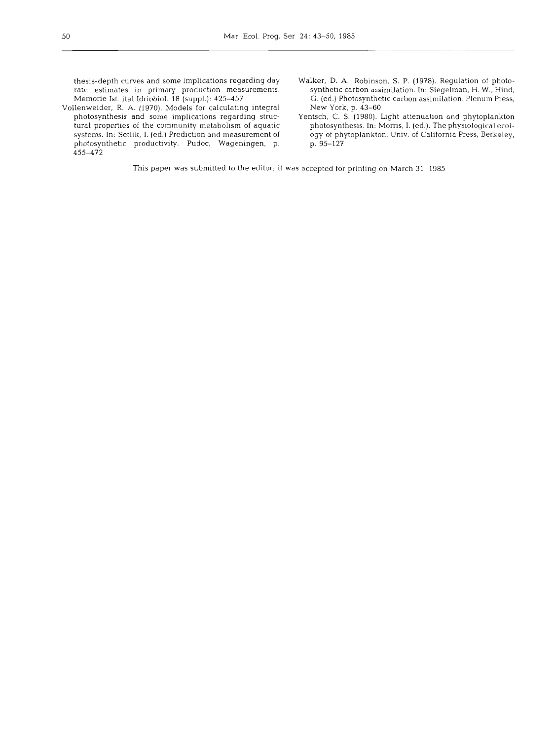thesis-depth curves and some implications regarding day rate estimates in primary production measurements. Memorie Ist. ital Idriobiol. 18 (suppl.): 425–457

Vollenweider, R. A. (1970). Models for calculating integral photosynthesis and some implications regarding structural properties of the community metabolism of aquatic systems. In: Setlik, I. (ed.) Prediction and measurement of photosynthetic productivity. Pudoc, Wageningen, p. 455–472

Walker, D. A., Robinson, S. P. (1978). Regulation of photosynthetic carbon assimilation. In: Siegelman, H. W., Hind, G. (ed.) Photosynthetic carbon assimilation. Plenum Press, New York, p. 43–60

Yentsch, C. S. (1980). Light attenuation and phytoplankton photosynthesis. In: Morris, I. (ed.). The physiological ecology of phytoplankton. Univ. of California Press, Berkeley, p. 95–127

This paper was submitted to the editor; it was accepted for printing on March 31, 1985